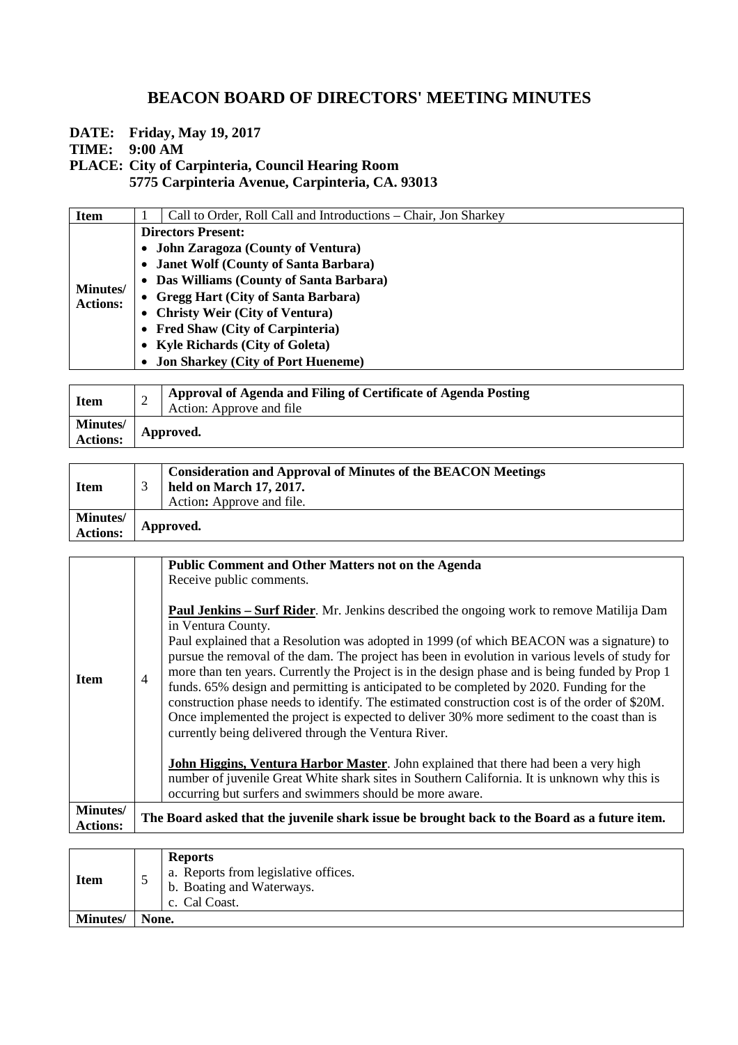# BEACON BOARD OF DIRECTORS' MEETING MINUTES

**DATE: Friday, May 19, 2017**
**TIME: 9:00 AM**
**PLACE: City of Carpinteria, Council Hearing Room**
**5775 Carpinteria Avenue, Carpinteria, CA. 93013**

| **Item** | 1 | Call to Order, Roll Call and Introductions – Chair, Jon Sharkey |
|---|---|---|
| **Minutes/ Actions:** | **Directors Present:**<br>• **John Zaragoza (County of Ventura)**<br>• **Janet Wolf (County of Santa Barbara)**<br>• **Das Williams (County of Santa Barbara)**<br>• **Gregg Hart (City of Santa Barbara)**<br>• **Christy Weir (City of Ventura)**<br>• **Fred Shaw (City of Carpinteria)**<br>• **Kyle Richards (City of Goleta)**<br>• **Jon Sharkey (City of Port Hueneme)** | |

| **Item** | 2 | **Approval of Agenda and Filing of Certificate of Agenda Posting**<br>Action: Approve and file |
|---|---|---|
| **Minutes/ Actions:** | **Approved.** | |

| **Item** | 3 | **Consideration and Approval of Minutes of the BEACON Meetings held on March 17, 2017.**<br>Action**:** Approve and file. |
|---|---|---|
| **Minutes/ Actions:** | **Approved.** | |

| **Item** | 4 | **Public Comment and Other Matters not on the Agenda**<br>Receive public comments.<br><br>**Paul Jenkins – Surf Rider**. Mr. Jenkins described the ongoing work to remove Matilija Dam in Ventura County.<br>Paul explained that a Resolution was adopted in 1999 (of which BEACON was a signature) to pursue the removal of the dam. The project has been in evolution in various levels of study for more than ten years. Currently the Project is in the design phase and is being funded by Prop 1 funds. 65% design and permitting is anticipated to be completed by 2020. Funding for the construction phase needs to identify. The estimated construction cost is of the order of $20M. Once implemented the project is expected to deliver 30% more sediment to the coast than is currently being delivered through the Ventura River.<br><br>**John Higgins, Ventura Harbor Master**. John explained that there had been a very high number of juvenile Great White shark sites in Southern California. It is unknown why this is occurring but surfers and swimmers should be more aware. |
|---|---|---|
| **Minutes/ Actions:** | **The Board asked that the juvenile shark issue be brought back to the Board as a future item.** | |

| **Item** | 5 | **Reports**<br>a. Reports from legislative offices.<br>b. Boating and Waterways.<br>c. Cal Coast. |
|---|---|---|
| **Minutes/** | **None.** | |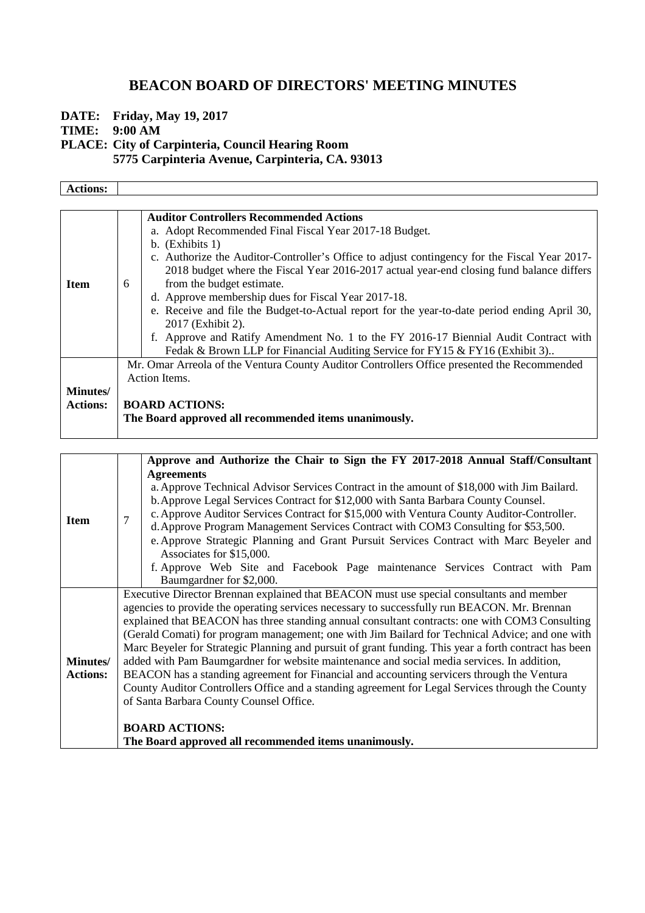# BEACON BOARD OF DIRECTORS' MEETING MINUTES

**DATE: Friday, May 19, 2017**
**TIME: 9:00 AM**
**PLACE: City of Carpinteria, Council Hearing Room**
**5775 Carpinteria Avenue, Carpinteria, CA. 93013**

| **Actions:** | | |
|---|---|---|

| | | |
|---|---|---|
| **Item** | 6 | **Auditor Controllers Recommended Actions**<br>a. Adopt Recommended Final Fiscal Year 2017-18 Budget.<br>b. (Exhibits 1)<br>c. Authorize the Auditor-Controller's Office to adjust contingency for the Fiscal Year 2017-2018 budget where the Fiscal Year 2016-2017 actual year-end closing fund balance differs from the budget estimate.<br>d. Approve membership dues for Fiscal Year 2017-18.<br>e. Receive and file the Budget-to-Actual report for the year-to-date period ending April 30, 2017 (Exhibit 2).<br>f. Approve and Ratify Amendment No. 1 to the FY 2016-17 Biennial Audit Contract with Fedak & Brown LLP for Financial Auditing Service for FY15 & FY16 (Exhibit 3).. |
| **Minutes/ Actions:** | Mr. Omar Arreola of the Ventura County Auditor Controllers Office presented the Recommended Action Items.<br><br>**BOARD ACTIONS:**<br>**The Board approved all recommended items unanimously.** | |

| | | |
|---|---|---|
| **Item** | 7 | **Approve and Authorize the Chair to Sign the FY 2017-2018 Annual Staff/Consultant Agreements**<br>a. Approve Technical Advisor Services Contract in the amount of $18,000 with Jim Bailard.<br>b. Approve Legal Services Contract for $12,000 with Santa Barbara County Counsel.<br>c. Approve Auditor Services Contract for $15,000 with Ventura County Auditor-Controller.<br>d. Approve Program Management Services Contract with COM3 Consulting for $53,500.<br>e. Approve Strategic Planning and Grant Pursuit Services Contract with Marc Beyeler and Associates for $15,000.<br>f. Approve Web Site and Facebook Page maintenance Services Contract with Pam Baumgardner for $2,000. |
| **Minutes/ Actions:** | Executive Director Brennan explained that BEACON must use special consultants and member agencies to provide the operating services necessary to successfully run BEACON. Mr. Brennan explained that BEACON has three standing annual consultant contracts: one with COM3 Consulting (Gerald Comati) for program management; one with Jim Bailard for Technical Advice; and one with Marc Beyeler for Strategic Planning and pursuit of grant funding. This year a forth contract has been added with Pam Baumgardner for website maintenance and social media services. In addition, BEACON has a standing agreement for Financial and accounting servicers through the Ventura County Auditor Controllers Office and a standing agreement for Legal Services through the County of Santa Barbara County Counsel Office.<br><br>**BOARD ACTIONS:**<br>**The Board approved all recommended items unanimously.** | |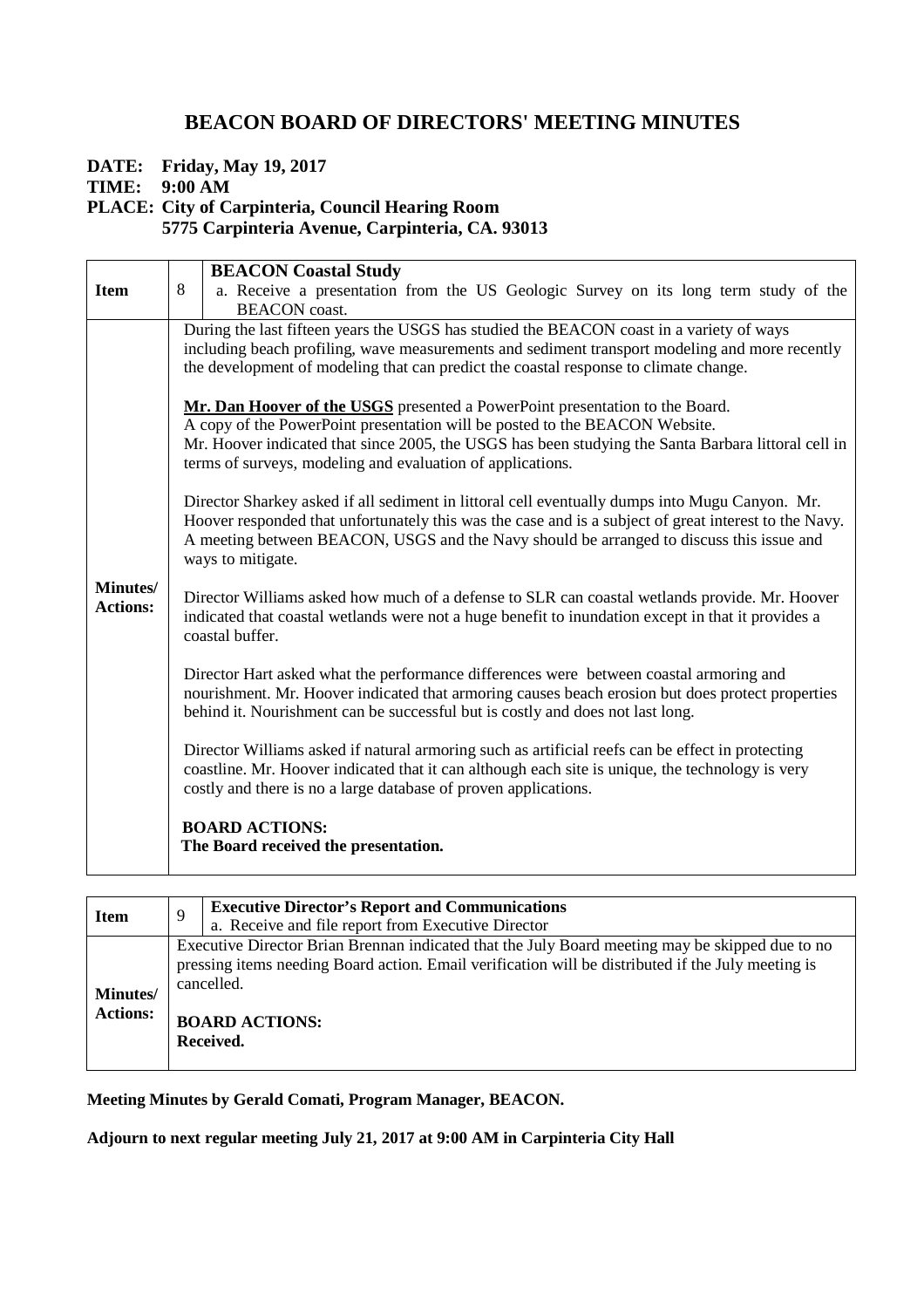# BEACON BOARD OF DIRECTORS' MEETING MINUTES

**DATE: Friday, May 19, 2017**
**TIME: 9:00 AM**
**PLACE: City of Carpinteria, Council Hearing Room**
**5775 Carpinteria Avenue, Carpinteria, CA. 93013**

| | | |
|---|---|---|
| **Item** | 8 | **BEACON Coastal Study**<br>a. Receive a presentation from the US Geologic Survey on its long term study of the BEACON coast. |
| **Minutes/ Actions:** | | During the last fifteen years the USGS has studied the BEACON coast in a variety of ways including beach profiling, wave measurements and sediment transport modeling and more recently the development of modeling that can predict the coastal response to climate change.<br><br>**Mr. Dan Hoover of the USGS** presented a PowerPoint presentation to the Board. A copy of the PowerPoint presentation will be posted to the BEACON Website. Mr. Hoover indicated that since 2005, the USGS has been studying the Santa Barbara littoral cell in terms of surveys, modeling and evaluation of applications.<br><br>Director Sharkey asked if all sediment in littoral cell eventually dumps into Mugu Canyon. Mr. Hoover responded that unfortunately this was the case and is a subject of great interest to the Navy. A meeting between BEACON, USGS and the Navy should be arranged to discuss this issue and ways to mitigate.<br><br>Director Williams asked how much of a defense to SLR can coastal wetlands provide. Mr. Hoover indicated that coastal wetlands were not a huge benefit to inundation except in that it provides a coastal buffer.<br><br>Director Hart asked what the performance differences were between coastal armoring and nourishment. Mr. Hoover indicated that armoring causes beach erosion but does protect properties behind it. Nourishment can be successful but is costly and does not last long.<br><br>Director Williams asked if natural armoring such as artificial reefs can be effect in protecting coastline. Mr. Hoover indicated that it can although each site is unique, the technology is very costly and there is no a large database of proven applications.<br><br>**BOARD ACTIONS:**<br>**The Board received the presentation.** |

| | | |
|---|---|---|
| **Item** | 9 | **Executive Director's Report and Communications**<br>a. Receive and file report from Executive Director |
| **Minutes/ Actions:** | | Executive Director Brian Brennan indicated that the July Board meeting may be skipped due to no pressing items needing Board action. Email verification will be distributed if the July meeting is cancelled.<br><br>**BOARD ACTIONS:**<br>**Received.** |

**Meeting Minutes by Gerald Comati, Program Manager, BEACON.**

**Adjourn to next regular meeting July 21, 2017 at 9:00 AM in Carpinteria City Hall**